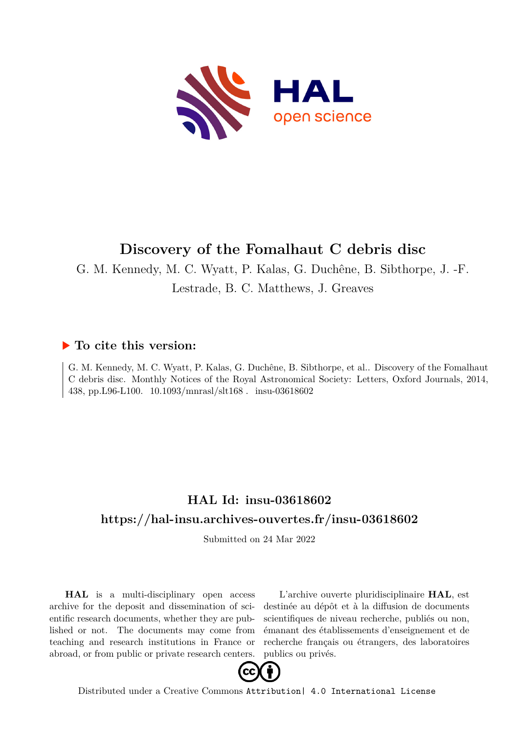# Discovery of the Fomalhaut C debris disc

G. M. Kennedy, M. C. Wyatt, P. Kalas, G. Duchêne, B. Sibthorpe, J. -F. Lestrade, B. C. Matthews, J. Greaves

## ▶ To cite this version:

G. M. Kennedy, M. C. Wyatt, P. Kalas, G. Duchêne, B. Sibthorpe, et al.. Discovery of the Fomalhaut C debris disc. Monthly Notices of the Royal Astronomical Society: Letters, Oxford Journals, 2014, 438, pp.L96-L100. 10.1093/mnrasl/slt168 . insu-03618602

## HAL Id: insu-03618602

## https://hal-insu.archives-ouvertes.fr/insu-03618602

Submitted on 24 Mar 2022

**HAL** is a multi-disciplinary open access archive for the deposit and dissemination of scientific research documents, whether they are published or not. The documents may come from teaching and research institutions in France or abroad, or from public or private research centers.

L'archive ouverte pluridisciplinaire **HAL**, est destinée au dépôt et à la diffusion de documents scientifiques de niveau recherche, publiés ou non, émanant des établissements d'enseignement et de recherche français ou étrangers, des laboratoires publics ou privés.

Distributed under a Creative Commons Attribution| 4.0 International License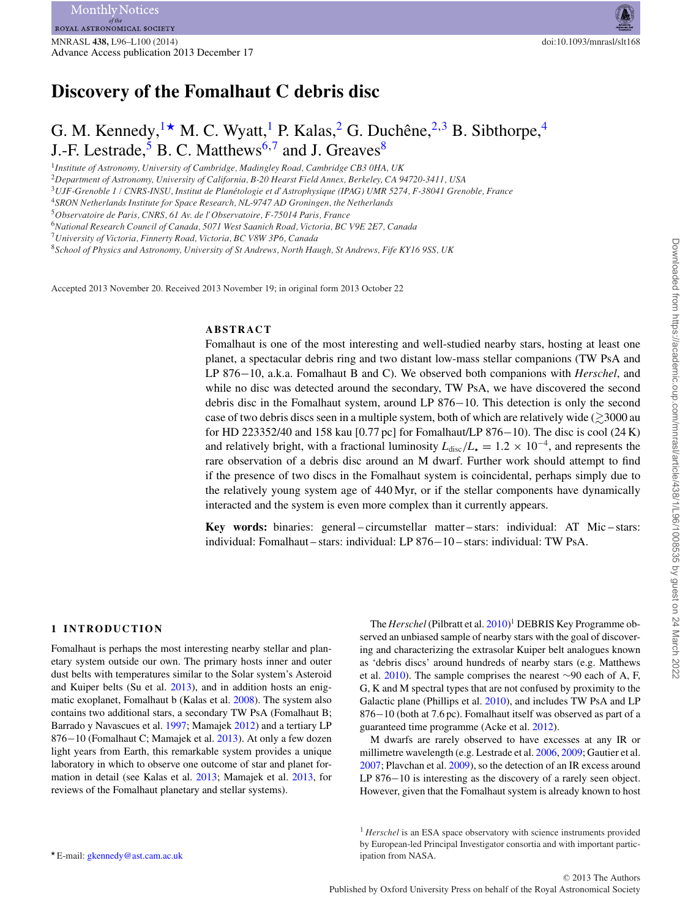# Discovery of the Fomalhaut C debris disc

G. M. Kennedy,[1★] M. C. Wyatt,[1] P. Kalas,[2] G. Duchêne,[2,3] B. Sibthorpe,[4] J.-F. Lestrade,[5] B. C. Matthews[6,7] and J. Greaves[8]

[1]Institute of Astronomy, University of Cambridge, Madingley Road, Cambridge CB3 0HA, UK
[2]Department of Astronomy, University of California, B-20 Hearst Field Annex, Berkeley, CA 94720-3411, USA
[3]UJF-Grenoble 1 / CNRS-INSU, Institut de Planétologie et d'Astrophysique (IPAG) UMR 5274, F-38041 Grenoble, France
[4]SRON Netherlands Institute for Space Research, NL-9747 AD Groningen, the Netherlands
[5]Observatoire de Paris, CNRS, 61 Av. de l'Observatoire, F-75014 Paris, France
[6]National Research Council of Canada, 5071 West Saanich Road, Victoria, BC V9E 2E7, Canada
[7]University of Victoria, Finnerty Road, Victoria, BC V8W 3P6, Canada
[8]School of Physics and Astronomy, University of St Andrews, North Haugh, St Andrews, Fife KY16 9SS, UK

Accepted 2013 November 20. Received 2013 November 19; in original form 2013 October 22

## ABSTRACT

Fomalhaut is one of the most interesting and well-studied nearby stars, hosting at least one planet, a spectacular debris ring and two distant low-mass stellar companions (TW PsA and LP 876−10, a.k.a. Fomalhaut B and C). We observed both companions with *Herschel*, and while no disc was detected around the secondary, TW PsA, we have discovered the second debris disc in the Fomalhaut system, around LP 876−10. This detection is only the second case of two debris discs seen in a multiple system, both of which are relatively wide ($\gtrsim$3000 au for HD 223352/40 and 158 kau [0.77 pc] for Fomalhaut/LP 876−10). The disc is cool (24 K) and relatively bright, with a fractional luminosity $L_{\rm disc}/L_\star = 1.2 \times 10^{-4}$, and represents the rare observation of a debris disc around an M dwarf. Further work should attempt to find if the presence of two discs in the Fomalhaut system is coincidental, perhaps simply due to the relatively young system age of 440 Myr, or if the stellar components have dynamically interacted and the system is even more complex than it currently appears.

**Key words:** binaries: general – circumstellar matter – stars: individual: AT Mic – stars: individual: Fomalhaut – stars: individual: LP 876−10 – stars: individual: TW PsA.

## 1 INTRODUCTION

Fomalhaut is perhaps the most interesting nearby stellar and planetary system outside our own. The primary hosts inner and outer dust belts with temperatures similar to the Solar system's Asteroid and Kuiper belts (Su et al. 2013), and in addition hosts an enigmatic exoplanet, Fomalhaut b (Kalas et al. 2008). The system also contains two additional stars, a secondary TW PsA (Fomalhaut B; Barrado y Navascues et al. 1997; Mamajek 2012) and a tertiary LP 876−10 (Fomalhaut C; Mamajek et al. 2013). At only a few dozen light years from Earth, this remarkable system provides a unique laboratory in which to observe one outcome of star and planet formation in detail (see Kalas et al. 2013; Mamajek et al. 2013, for reviews of the Fomalhaut planetary and stellar systems).

The *Herschel* (Pilbratt et al. 2010)[1] DEBRIS Key Programme observed an unbiased sample of nearby stars with the goal of discovering and characterizing the extrasolar Kuiper belt analogues known as 'debris discs' around hundreds of nearby stars (e.g. Matthews et al. 2010). The sample comprises the nearest ~90 each of A, F, G, K and M spectral types that are not confused by proximity to the Galactic plane (Phillips et al. 2010), and includes TW PsA and LP 876−10 (both at 7.6 pc). Fomalhaut itself was observed as part of a guaranteed time programme (Acke et al. 2012).

M dwarfs are rarely observed to have excesses at any IR or millimetre wavelength (e.g. Lestrade et al. 2006, 2009; Gautier et al. 2007; Plavchan et al. 2009), so the detection of an IR excess around LP 876−10 is interesting as the discovery of a rarely seen object. However, given that the Fomalhaut system is already known to host

[1] *Herschel* is an ESA space observatory with science instruments provided by European-led Principal Investigator consortia and with important participation from NASA.

★ E-mail: gkennedy@ast.cam.ac.uk

© 2013 The Authors
Published by Oxford University Press on behalf of the Royal Astronomical Society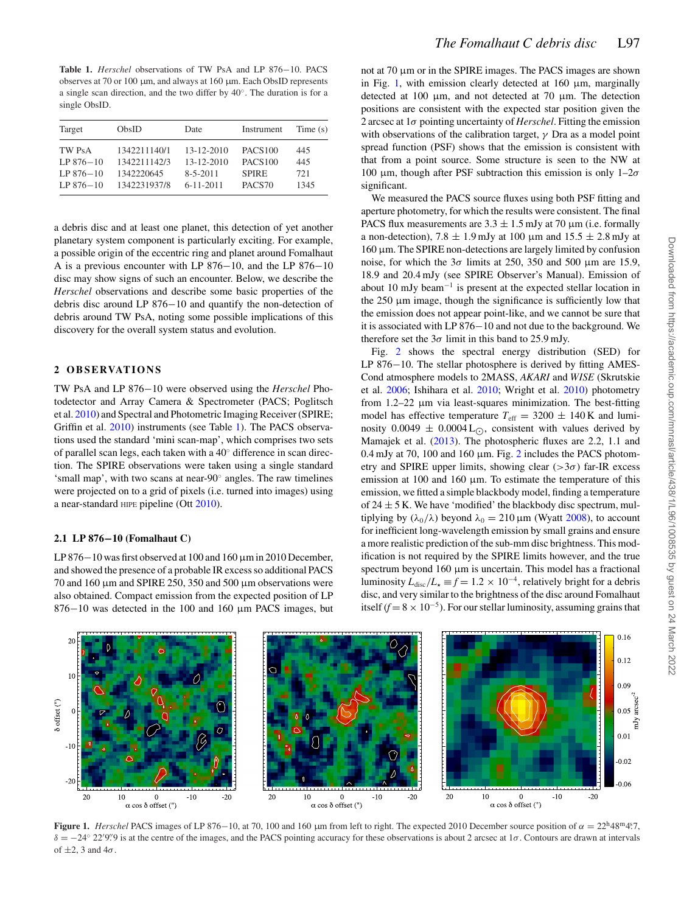**Table 1.** *Herschel* observations of TW PsA and LP 876−10. PACS observes at 70 or 100 μm, and always at 160 μm. Each ObsID represents a single scan direction, and the two differ by 40°. The duration is for a single ObsID.

| Target | ObsID | Date | Instrument | Time (s) |
|---|---|---|---|---|
| TW PsA | 1342211140/1 | 13-12-2010 | PACS100 | 445 |
| LP 876−10 | 1342211142/3 | 13-12-2010 | PACS100 | 445 |
| LP 876−10 | 1342220645 | 8-5-2011 | SPIRE | 721 |
| LP 876−10 | 1342231937/8 | 6-11-2011 | PACS70 | 1345 |

a debris disc and at least one planet, this detection of yet another planetary system component is particularly exciting. For example, a possible origin of the eccentric ring and planet around Fomalhaut A is a previous encounter with LP 876−10, and the LP 876−10 disc may show signs of such an encounter. Below, we describe the *Herschel* observations and describe some basic properties of the debris disc around LP 876−10 and quantify the non-detection of debris around TW PsA, noting some possible implications of this discovery for the overall system status and evolution.

## 2 OBSERVATIONS

TW PsA and LP 876−10 were observed using the *Herschel* Photodetector and Array Camera & Spectrometer (PACS; Poglitsch et al. 2010) and Spectral and Photometric Imaging Receiver (SPIRE; Griffin et al. 2010) instruments (see Table 1). The PACS observations used the standard 'mini scan-map', which comprises two sets of parallel scan legs, each taken with a 40° difference in scan direction. The SPIRE observations were taken using a single standard 'small map', with two scans at near-90° angles. The raw timelines were projected on to a grid of pixels (i.e. turned into images) using a near-standard HIPE pipeline (Ott 2010).

### 2.1 LP 876−10 (Fomalhaut C)

LP 876−10 was first observed at 100 and 160 μm in 2010 December, and showed the presence of a probable IR excess so additional PACS 70 and 160 μm and SPIRE 250, 350 and 500 μm observations were also obtained. Compact emission from the expected position of LP 876−10 was detected in the 100 and 160 μm PACS images, but not at 70 μm or in the SPIRE images. The PACS images are shown in Fig. 1, with emission clearly detected at 160 μm, marginally detected at 100 μm, and not detected at 70 μm. The detection positions are consistent with the expected star position given the 2 arcsec at 1σ pointing uncertainty of *Herschel*. Fitting the emission with observations of the calibration target, γ Dra as a model point spread function (PSF) shows that the emission is consistent with that from a point source. Some structure is seen to the NW at 100 μm, though after PSF subtraction this emission is only 1–2σ significant.

We measured the PACS source fluxes using both PSF fitting and aperture photometry, for which the results were consistent. The final PACS flux measurements are 3.3 ± 1.5 mJy at 70 μm (i.e. formally a non-detection), 7.8 ± 1.9 mJy at 100 μm and 15.5 ± 2.8 mJy at 160 μm. The SPIRE non-detections are largely limited by confusion noise, for which the 3σ limits at 250, 350 and 500 μm are 15.9, 18.9 and 20.4 mJy (see SPIRE Observer's Manual). Emission of about 10 mJy beam$^{-1}$ is present at the expected stellar location in the 250 μm image, though the significance is sufficiently low that the emission does not appear point-like, and we cannot be sure that it is associated with LP 876−10 and not due to the background. We therefore set the 3σ limit in this band to 25.9 mJy.

Fig. 2 shows the spectral energy distribution (SED) for LP 876−10. The stellar photosphere is derived by fitting AMES-Cond atmosphere models to 2MASS, *AKARI* and *WISE* (Skrutskie et al. 2006; Ishihara et al. 2010; Wright et al. 2010) photometry from 1.2–22 μm via least-squares minimization. The best-fitting model has effective temperature $T_{\rm eff}$ = 3200 ± 140 K and luminosity 0.0049 ± 0.0004 L$_\odot$, consistent with values derived by Mamajek et al. (2013). The photospheric fluxes are 2.2, 1.1 and 0.4 mJy at 70, 100 and 160 μm. Fig. 2 includes the PACS photometry and SPIRE upper limits, showing clear (>3σ) far-IR excess emission at 100 and 160 μm. To estimate the temperature of this emission, we fitted a simple blackbody model, finding a temperature of 24 ± 5 K. We have 'modified' the blackbody disc spectrum, multiplying by $(\lambda_0/\lambda)$ beyond $\lambda_0$ = 210 μm (Wyatt 2008), to account for inefficient long-wavelength emission by small grains and ensure a more realistic prediction of the sub-mm disc brightness. This modification is not required by the SPIRE limits however, and the true spectrum beyond 160 μm is uncertain. This model has a fractional luminosity $L_{\rm disc}/L_\star \equiv f = 1.2 \times 10^{-4}$, relatively bright for a debris disc, and very similar to the brightness of the disc around Fomalhaut itself ($f = 8 \times 10^{-5}$). For our stellar luminosity, assuming grains that

**Figure 1.** *Herschel* PACS images of LP 876−10, at 70, 100 and 160 μm from left to right. The expected 2010 December source position of α = 22$^{\rm h}$48$^{\rm m}$4$^{\rm s}$.7, δ = −24° 22′9″.9 is at the centre of the images, and the PACS pointing accuracy for these observations is about 2 arcsec at 1σ. Contours are drawn at intervals of ±2, 3 and 4σ.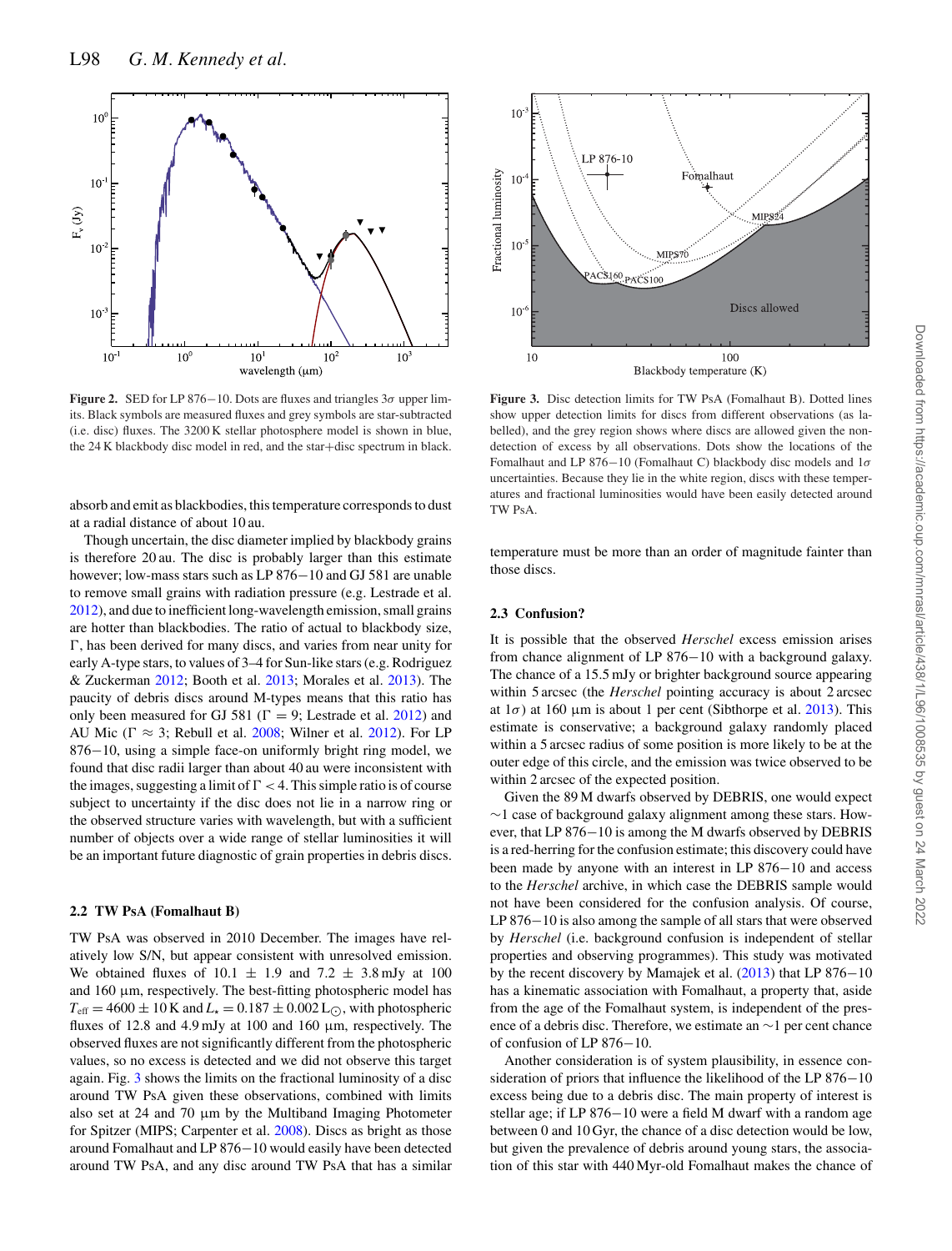10^0
10^{-1}
10^{-2}
10^{-3}
F_ν (Jy)
10^{-1} 10^0 10^1 10^2 10^3
wavelength (μm)

**Figure 2.** SED for LP 876−10. Dots are fluxes and triangles 3$\sigma$ upper limits. Black symbols are measured fluxes and grey symbols are star-subtracted (i.e. disc) fluxes. The 3200 K stellar photosphere model is shown in blue, the 24 K blackbody disc model in red, and the star+disc spectrum in black.

10^{-3}
10^{-4}
10^{-5}
10^{-6}
Fractional luminosity
LP 876-10
Fomalhaut
MIPS24
MIPS70
PACS160
PACS100
Discs allowed
10 100
Blackbody temperature (K)

**Figure 3.** Disc detection limits for TW PsA (Fomalhaut B). Dotted lines show upper detection limits for discs from different observations (as labelled), and the grey region shows where discs are allowed given the non-detection of excess by all observations. Dots show the locations of the Fomalhaut and LP 876−10 (Fomalhaut C) blackbody disc models and 1$\sigma$ uncertainties. Because they lie in the white region, discs with these temperatures and fractional luminosities would have been easily detected around TW PsA.

absorb and emit as blackbodies, this temperature corresponds to dust at a radial distance of about 10 au.

Though uncertain, the disc diameter implied by blackbody grains is therefore 20 au. The disc is probably larger than this estimate however; low-mass stars such as LP 876−10 and GJ 581 are unable to remove small grains with radiation pressure (e.g. Lestrade et al. 2012), and due to inefficient long-wavelength emission, small grains are hotter than blackbodies. The ratio of actual to blackbody size, $\Gamma$, has been derived for many discs, and varies from near unity for early A-type stars, to values of 3–4 for Sun-like stars (e.g. Rodriguez & Zuckerman 2012; Booth et al. 2013; Morales et al. 2013). The paucity of debris discs around M-types means that this ratio has only been measured for GJ 581 ($\Gamma$ = 9; Lestrade et al. 2012) and AU Mic ($\Gamma \approx 3$; Rebull et al. 2008; Wilner et al. 2012). For LP 876−10, using a simple face-on uniformly bright ring model, we found that disc radii larger than about 40 au were inconsistent with the images, suggesting a limit of $\Gamma < 4$. This simple ratio is of course subject to uncertainty if the disc does not lie in a narrow ring or the observed structure varies with wavelength, but with a sufficient number of objects over a wide range of stellar luminosities it will be an important future diagnostic of grain properties in debris discs.

### 2.2 TW PsA (Fomalhaut B)

TW PsA was observed in 2010 December. The images have relatively low S/N, but appear consistent with unresolved emission. We obtained fluxes of 10.1 ± 1.9 and 7.2 ± 3.8 mJy at 100 and 160 μm, respectively. The best-fitting photospheric model has $T_{\rm eff} = 4600 \pm 10$ K and $L_\star = 0.187 \pm 0.002\,{\rm L}_\odot$, with photospheric fluxes of 12.8 and 4.9 mJy at 100 and 160 μm, respectively. The observed fluxes are not significantly different from the photospheric values, so no excess is detected and we did not observe this target again. Fig. 3 shows the limits on the fractional luminosity of a disc around TW PsA given these observations, combined with limits also set at 24 and 70 μm by the Multiband Imaging Photometer for Spitzer (MIPS; Carpenter et al. 2008). Discs as bright as those around Fomalhaut and LP 876−10 would easily have been detected around TW PsA, and any disc around TW PsA that has a similar temperature must be more than an order of magnitude fainter than those discs.

### 2.3 Confusion?

It is possible that the observed *Herschel* excess emission arises from chance alignment of LP 876−10 with a background galaxy. The chance of a 15.5 mJy or brighter background source appearing within 5 arcsec (the *Herschel* pointing accuracy is about 2 arcsec at 1$\sigma$) at 160 μm is about 1 per cent (Sibthorpe et al. 2013). This estimate is conservative; a background galaxy randomly placed within a 5 arcsec radius of some position is more likely to be at the outer edge of this circle, and the emission was twice observed to be within 2 arcsec of the expected position.

Given the 89 M dwarfs observed by DEBRIS, one would expect ~1 case of background galaxy alignment among these stars. However, that LP 876−10 is among the M dwarfs observed by DEBRIS is a red-herring for the confusion estimate; this discovery could have been made by anyone with an interest in LP 876−10 and access to the *Herschel* archive, in which case the DEBRIS sample would not have been considered for the confusion analysis. Of course, LP 876−10 is also among the sample of all stars that were observed by *Herschel* (i.e. background confusion is independent of stellar properties and observing programmes). This study was motivated by the recent discovery by Mamajek et al. (2013) that LP 876−10 has a kinematic association with Fomalhaut, a property that, aside from the age of the Fomalhaut system, is independent of the presence of a debris disc. Therefore, we estimate an ~1 per cent chance of confusion of LP 876−10.

Another consideration is of system plausibility, in essence consideration of priors that influence the likelihood of the LP 876−10 excess being due to a debris disc. The main property of interest is stellar age; if LP 876−10 were a field M dwarf with a random age between 0 and 10 Gyr, the chance of a disc detection would be low, but given the prevalence of debris around young stars, the association of this star with 440 Myr-old Fomalhaut makes the chance of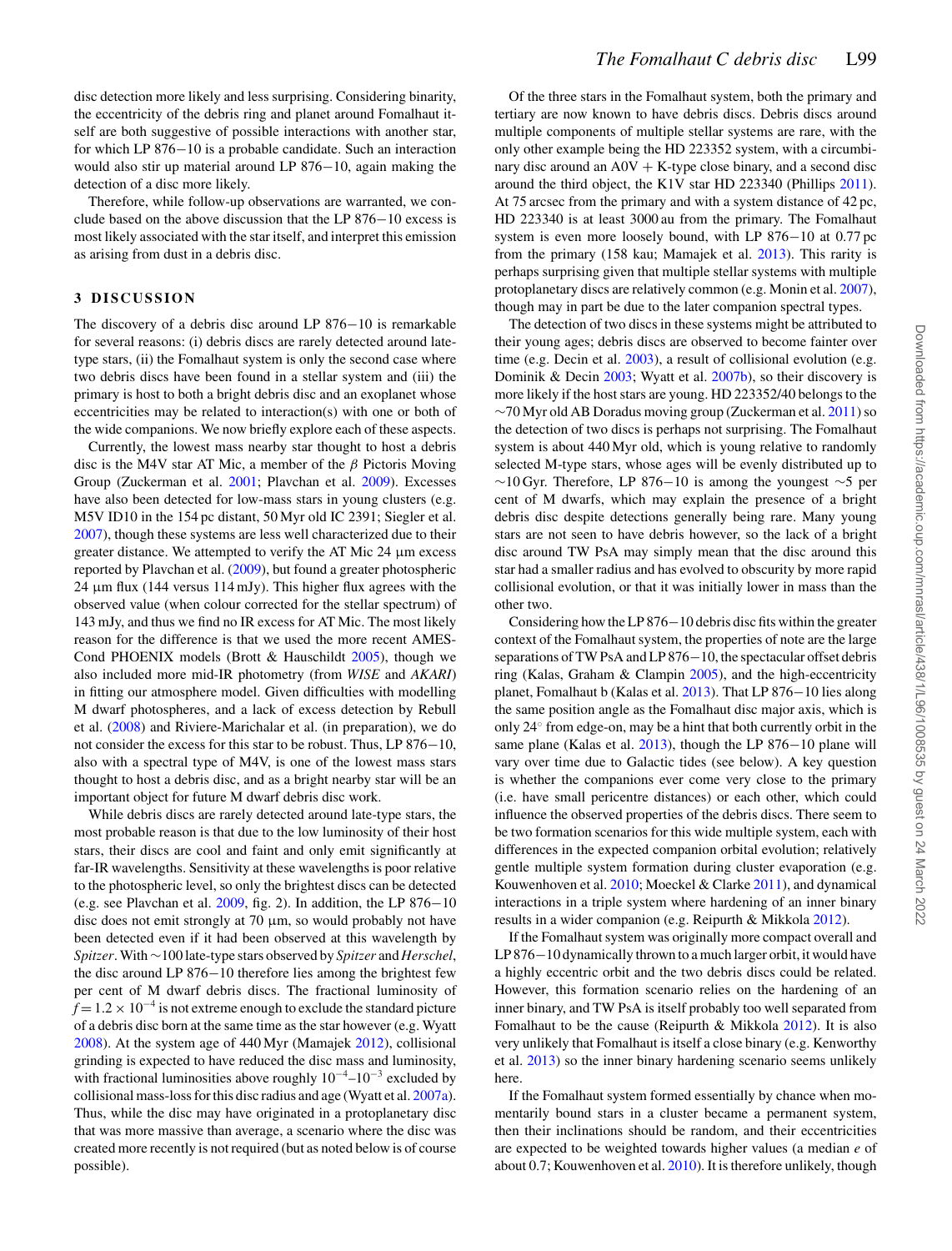disc detection more likely and less surprising. Considering binarity, the eccentricity of the debris ring and planet around Fomalhaut itself are both suggestive of possible interactions with another star, for which LP 876−10 is a probable candidate. Such an interaction would also stir up material around LP 876−10, again making the detection of a disc more likely.

Therefore, while follow-up observations are warranted, we conclude based on the above discussion that the LP 876−10 excess is most likely associated with the star itself, and interpret this emission as arising from dust in a debris disc.

## 3 DISCUSSION

The discovery of a debris disc around LP 876−10 is remarkable for several reasons: (i) debris discs are rarely detected around late-type stars, (ii) the Fomalhaut system is only the second case where two debris discs have been found in a stellar system and (iii) the primary is host to both a bright debris disc and an exoplanet whose eccentricities may be related to interaction(s) with one or both of the wide companions. We now briefly explore each of these aspects.

Currently, the lowest mass nearby star thought to host a debris disc is the M4V star AT Mic, a member of the $\beta$ Pictoris Moving Group (Zuckerman et al. 2001; Plavchan et al. 2009). Excesses have also been detected for low-mass stars in young clusters (e.g. M5V ID10 in the 154 pc distant, 50 Myr old IC 2391; Siegler et al. 2007), though these systems are less well characterized due to their greater distance. We attempted to verify the AT Mic 24 μm excess reported by Plavchan et al. (2009), but found a greater photospheric 24 μm flux (144 versus 114 mJy). This higher flux agrees with the observed value (when colour corrected for the stellar spectrum) of 143 mJy, and thus we find no IR excess for AT Mic. The most likely reason for the difference is that we used the more recent AMES-Cond PHOENIX models (Brott & Hauschildt 2005), though we also included more mid-IR photometry (from *WISE* and *AKARI*) in fitting our atmosphere model. Given difficulties with modelling M dwarf photospheres, and a lack of excess detection by Rebull et al. (2008) and Riviere-Marichalar et al. (in preparation), we do not consider the excess for this star to be robust. Thus, LP 876−10, also with a spectral type of M4V, is one of the lowest mass stars thought to host a debris disc, and as a bright nearby star will be an important object for future M dwarf debris disc work.

While debris discs are rarely detected around late-type stars, the most probable reason is that due to the low luminosity of their host stars, their discs are cool and faint and only emit significantly at far-IR wavelengths. Sensitivity at these wavelengths is poor relative to the photospheric level, so only the brightest discs can be detected (e.g. see Plavchan et al. 2009, fig. 2). In addition, the LP 876−10 disc does not emit strongly at 70 μm, so would probably not have been detected even if it had been observed at this wavelength by *Spitzer*. With ∼100 late-type stars observed by *Spitzer* and *Herschel*, the disc around LP 876−10 therefore lies among the brightest few per cent of M dwarf debris discs. The fractional luminosity of $f = 1.2 \times 10^{-4}$ is not extreme enough to exclude the standard picture of a debris disc born at the same time as the star however (e.g. Wyatt 2008). At the system age of 440 Myr (Mamajek 2012), collisional grinding is expected to have reduced the disc mass and luminosity, with fractional luminosities above roughly $10^{-4}$–$10^{-3}$ excluded by collisional mass-loss for this disc radius and age (Wyatt et al. 2007a). Thus, while the disc may have originated in a protoplanetary disc that was more massive than average, a scenario where the disc was created more recently is not required (but as noted below is of course possible).

Of the three stars in the Fomalhaut system, both the primary and tertiary are now known to have debris discs. Debris discs around multiple components of multiple stellar systems are rare, with the only other example being the HD 223352 system, with a circumbinary disc around an A0V + K-type close binary, and a second disc around the third object, the K1V star HD 223340 (Phillips 2011). At 75 arcsec from the primary and with a system distance of 42 pc, HD 223340 is at least 3000 au from the primary. The Fomalhaut system is even more loosely bound, with LP 876−10 at 0.77 pc from the primary (158 kau; Mamajek et al. 2013). This rarity is perhaps surprising given that multiple stellar systems with multiple protoplanetary discs are relatively common (e.g. Monin et al. 2007), though may in part be due to the later companion spectral types.

The detection of two discs in these systems might be attributed to their young ages; debris discs are observed to become fainter over time (e.g. Decin et al. 2003), a result of collisional evolution (e.g. Dominik & Decin 2003; Wyatt et al. 2007b), so their discovery is more likely if the host stars are young. HD 223352/40 belongs to the ∼70 Myr old AB Doradus moving group (Zuckerman et al. 2011) so the detection of two discs is perhaps not surprising. The Fomalhaut system is about 440 Myr old, which is young relative to randomly selected M-type stars, whose ages will be evenly distributed up to ∼10 Gyr. Therefore, LP 876−10 is among the youngest ∼5 per cent of M dwarfs, which may explain the presence of a bright debris disc despite detections generally being rare. Many young stars are not seen to have debris however, so the lack of a bright disc around TW PsA may simply mean that the disc around this star had a smaller radius and has evolved to obscurity by more rapid collisional evolution, or that it was initially lower in mass than the other two.

Considering how the LP 876−10 debris disc fits within the greater context of the Fomalhaut system, the properties of note are the large separations of TW PsA and LP 876−10, the spectacular offset debris ring (Kalas, Graham & Clampin 2005), and the high-eccentricity planet, Fomalhaut b (Kalas et al. 2013). That LP 876−10 lies along the same position angle as the Fomalhaut disc major axis, which is only 24° from edge-on, may be a hint that both currently orbit in the same plane (Kalas et al. 2013), though the LP 876−10 plane will vary over time due to Galactic tides (see below). A key question is whether the companions ever come very close to the primary (i.e. have small pericentre distances) or each other, which could influence the observed properties of the debris discs. There seem to be two formation scenarios for this wide multiple system, each with differences in the expected companion orbital evolution; relatively gentle multiple system formation during cluster evaporation (e.g. Kouwenhoven et al. 2010; Moeckel & Clarke 2011), and dynamical interactions in a triple system where hardening of an inner binary results in a wider companion (e.g. Reipurth & Mikkola 2012).

If the Fomalhaut system was originally more compact overall and LP 876−10 dynamically thrown to a much larger orbit, it would have a highly eccentric orbit and the two debris discs could be related. However, this formation scenario relies on the hardening of an inner binary, and TW PsA is itself probably too well separated from Fomalhaut to be the cause (Reipurth & Mikkola 2012). It is also very unlikely that Fomalhaut is itself a close binary (e.g. Kenworthy et al. 2013) so the inner binary hardening scenario seems unlikely here.

If the Fomalhaut system formed essentially by chance when momentarily bound stars in a cluster became a permanent system, then their inclinations should be random, and their eccentricities are expected to be weighted towards higher values (a median $e$ of about 0.7; Kouwenhoven et al. 2010). It is therefore unlikely, though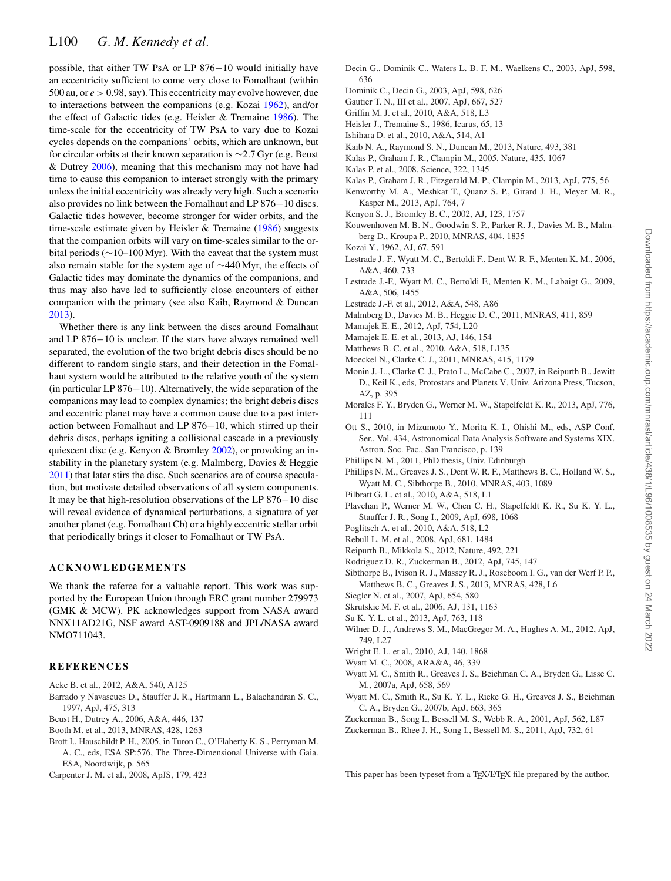possible, that either TW PsA or LP 876−10 would initially have an eccentricity sufficient to come very close to Fomalhaut (within 500 au, or $e > 0.98$, say). This eccentricity may evolve however, due to interactions between the companions (e.g. Kozai 1962), and/or the effect of Galactic tides (e.g. Heisler & Tremaine 1986). The time-scale for the eccentricity of TW PsA to vary due to Kozai cycles depends on the companions' orbits, which are unknown, but for circular orbits at their known separation is ∼2.7 Gyr (e.g. Beust & Dutrey 2006), meaning that this mechanism may not have had time to cause this companion to interact strongly with the primary unless the initial eccentricity was already very high. Such a scenario also provides no link between the Fomalhaut and LP 876−10 discs. Galactic tides however, become stronger for wider orbits, and the time-scale estimate given by Heisler & Tremaine (1986) suggests that the companion orbits will vary on time-scales similar to the orbital periods (∼10–100 Myr). With the caveat that the system must also remain stable for the system age of ∼440 Myr, the effects of Galactic tides may dominate the dynamics of the companions, and thus may also have led to sufficiently close encounters of either companion with the primary (see also Kaib, Raymond & Duncan 2013).

Whether there is any link between the discs around Fomalhaut and LP 876−10 is unclear. If the stars have always remained well separated, the evolution of the two bright debris discs should be no different to random single stars, and their detection in the Fomalhaut system would be attributed to the relative youth of the system (in particular LP 876−10). Alternatively, the wide separation of the companions may lead to complex dynamics; the bright debris discs and eccentric planet may have a common cause due to a past interaction between Fomalhaut and LP 876−10, which stirred up their debris discs, perhaps igniting a collisional cascade in a previously quiescent disc (e.g. Kenyon & Bromley 2002), or provoking an instability in the planetary system (e.g. Malmberg, Davies & Heggie 2011) that later stirs the disc. Such scenarios are of course speculation, but motivate detailed observations of all system components. It may be that high-resolution observations of the LP 876−10 disc will reveal evidence of dynamical perturbations, a signature of yet another planet (e.g. Fomalhaut Cb) or a highly eccentric stellar orbit that periodically brings it closer to Fomalhaut or TW PsA.

## ACKNOWLEDGEMENTS

We thank the referee for a valuable report. This work was supported by the European Union through ERC grant number 279973 (GMK & MCW). PK acknowledges support from NASA award NNX11AD21G, NSF award AST-0909188 and JPL/NASA award NMO711043.

## REFERENCES

Acke B. et al., 2012, A&A, 540, A125
Barrado y Navascues D., Stauffer J. R., Hartmann L., Balachandran S. C., 1997, ApJ, 475, 313
Beust H., Dutrey A., 2006, A&A, 446, 137
Booth M. et al., 2013, MNRAS, 428, 1263
Brott I., Hauschildt P. H., 2005, in Turon C., O'Flaherty K. S., Perryman M. A. C., eds, ESA SP:576, The Three-Dimensional Universe with Gaia. ESA, Noordwijk, p. 565
Carpenter J. M. et al., 2008, ApJS, 179, 423
Decin G., Dominik C., Waters L. B. F. M., Waelkens C., 2003, ApJ, 598, 636
Dominik C., Decin G., 2003, ApJ, 598, 626
Gautier T. N., III et al., 2007, ApJ, 667, 527
Griffin M. J. et al., 2010, A&A, 518, L3
Heisler J., Tremaine S., 1986, Icarus, 65, 13
Ishihara D. et al., 2010, A&A, 514, A1
Kaib N. A., Raymond S. N., Duncan M., 2013, Nature, 493, 381
Kalas P., Graham J. R., Clampin M., 2005, Nature, 435, 1067
Kalas P. et al., 2008, Science, 322, 1345
Kalas P., Graham J. R., Fitzgerald M. P., Clampin M., 2013, ApJ, 775, 56
Kenworthy M. A., Meshkat T., Quanz S. P., Girard J. H., Meyer M. R., Kasper M., 2013, ApJ, 764, 7
Kenyon S. J., Bromley B. C., 2002, AJ, 123, 1757
Kouwenhoven M. B. N., Goodwin S. P., Parker R. J., Davies M. B., Malmberg D., Kroupa P., 2010, MNRAS, 404, 1835
Kozai Y., 1962, AJ, 67, 591
Lestrade J.-F., Wyatt M. C., Bertoldi F., Dent W. R. F., Menten K. M., 2006, A&A, 460, 733
Lestrade J.-F., Wyatt M. C., Bertoldi F., Menten K. M., Labaigt G., 2009, A&A, 506, 1455
Lestrade J.-F. et al., 2012, A&A, 548, A86
Malmberg D., Davies M. B., Heggie D. C., 2011, MNRAS, 411, 859
Mamajek E. E., 2012, ApJ, 754, L20
Mamajek E. E. et al., 2013, AJ, 146, 154
Matthews B. C. et al., 2010, A&A, 518, L135
Moeckel N., Clarke C. J., 2011, MNRAS, 415, 1179
Monin J.-L., Clarke C. J., Prato L., McCabe C., 2007, in Reipurth B., Jewitt D., Keil K., eds, Protostars and Planets V. Univ. Arizona Press, Tucson, AZ, p. 395
Morales F. Y., Bryden G., Werner M. W., Stapelfeldt K. R., 2013, ApJ, 776, 111
Ott S., 2010, in Mizumoto Y., Morita K.-I., Ohishi M., eds, ASP Conf. Ser., Vol. 434, Astronomical Data Analysis Software and Systems XIX. Astron. Soc. Pac., San Francisco, p. 139
Phillips N. M., 2011, PhD thesis, Univ. Edinburgh
Phillips N. M., Greaves J. S., Dent W. R. F., Matthews B. C., Holland W. S., Wyatt M. C., Sibthorpe B., 2010, MNRAS, 403, 1089
Pilbratt G. L. et al., 2010, A&A, 518, L1
Plavchan P., Werner M. W., Chen C. H., Stapelfeldt K. R., Su K. Y. L., Stauffer J. R., Song I., 2009, ApJ, 698, 1068
Poglitsch A. et al., 2010, A&A, 518, L2
Rebull L. M. et al., 2008, ApJ, 681, 1484
Reipurth B., Mikkola S., 2012, Nature, 492, 221
Rodriguez D. R., Zuckerman B., 2012, ApJ, 745, 147
Sibthorpe B., Ivison R. J., Massey R. J., Roseboom I. G., van der Werf P. P., Matthews B. C., Greaves J. S., 2013, MNRAS, 428, L6
Siegler N. et al., 2007, ApJ, 654, 580
Skrutskie M. F. et al., 2006, AJ, 131, 1163
Su K. Y. L. et al., 2013, ApJ, 763, 118
Wilner D. J., Andrews S. M., MacGregor M. A., Hughes A. M., 2012, ApJ, 749, L27
Wright E. L. et al., 2010, AJ, 140, 1868
Wyatt M. C., 2008, ARA&A, 46, 339
Wyatt M. C., Smith R., Greaves J. S., Beichman C. A., Bryden G., Lisse C. M., 2007a, ApJ, 658, 569
Wyatt M. C., Smith R., Su K. Y. L., Rieke G. H., Greaves J. S., Beichman C. A., Bryden G., 2007b, ApJ, 663, 365
Zuckerman B., Song I., Bessell M. S., Webb R. A., 2001, ApJ, 562, L87
Zuckerman B., Rhee J. H., Song I., Bessell M. S., 2011, ApJ, 732, 61

This paper has been typeset from a TEX/LATEX file prepared by the author.